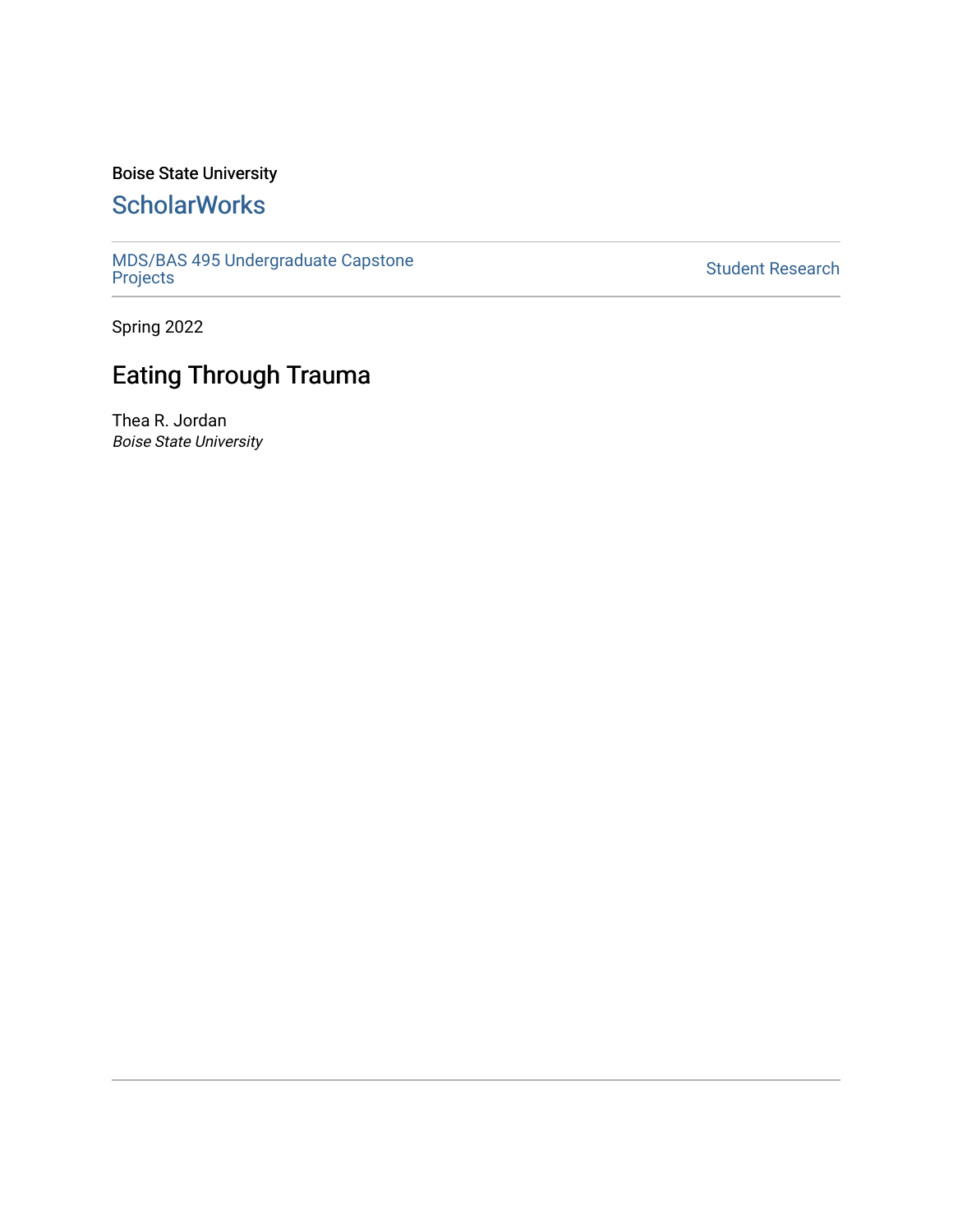Boise State University

## ScholarWorks

MDS/BAS 495 Undergraduate Capstone Projects

Student Research

Spring 2022

# Eating Through Trauma

Thea R. Jordan
*Boise State University*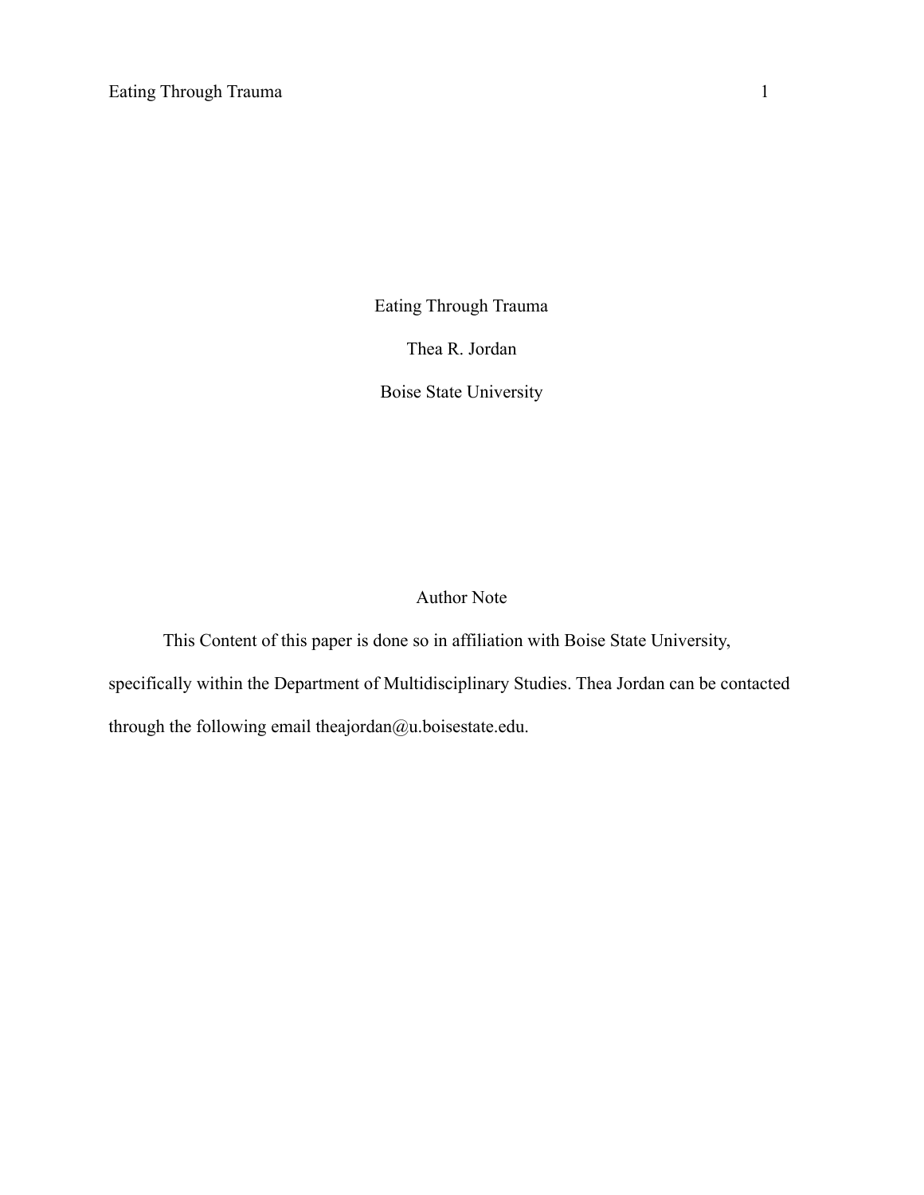# Eating Through Trauma

Thea R. Jordan

Boise State University

## Author Note

This Content of this paper is done so in affiliation with Boise State University, specifically within the Department of Multidisciplinary Studies. Thea Jordan can be contacted through the following email theajordan@u.boisestate.edu.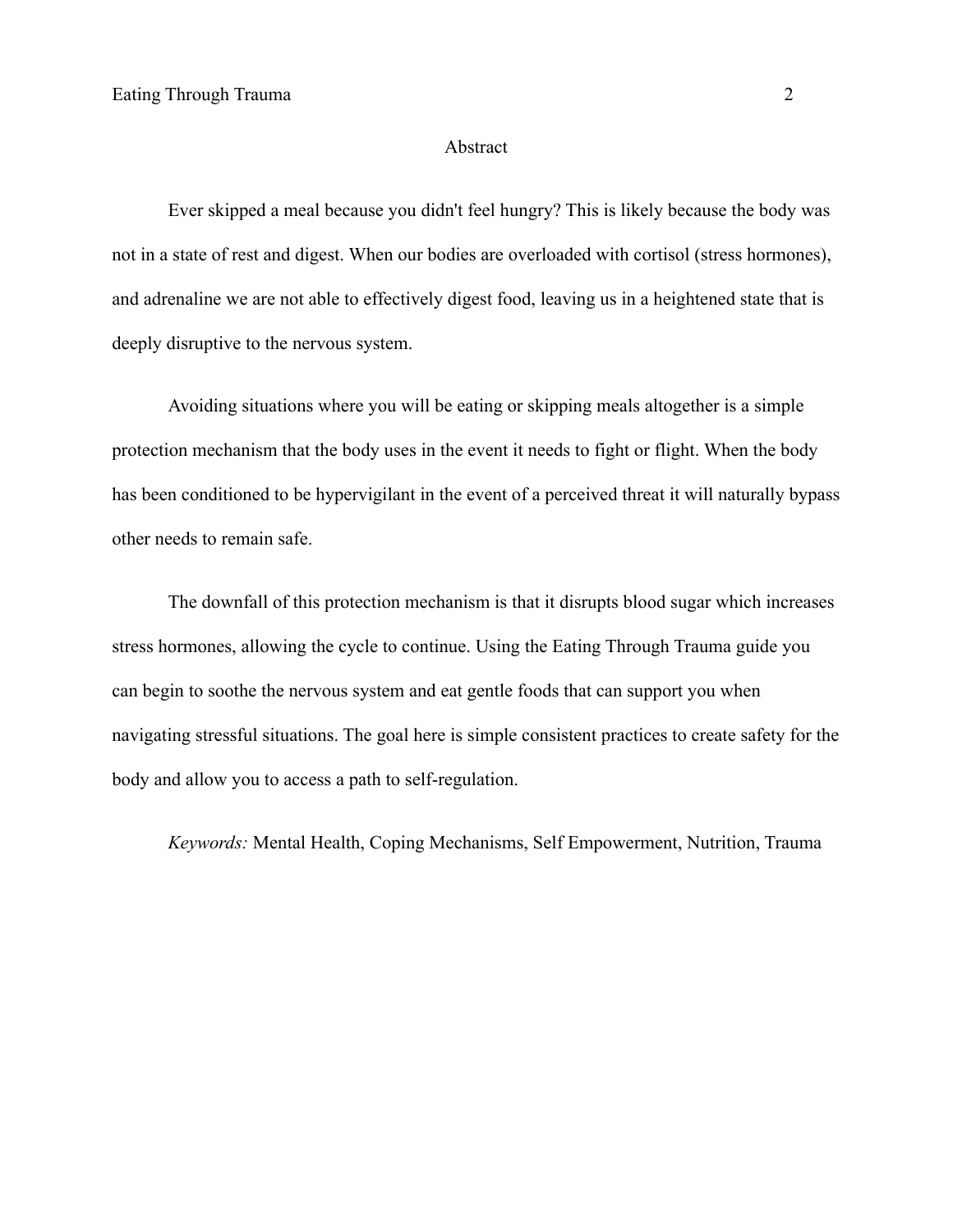# Abstract

Ever skipped a meal because you didn't feel hungry? This is likely because the body was not in a state of rest and digest. When our bodies are overloaded with cortisol (stress hormones), and adrenaline we are not able to effectively digest food, leaving us in a heightened state that is deeply disruptive to the nervous system.

Avoiding situations where you will be eating or skipping meals altogether is a simple protection mechanism that the body uses in the event it needs to fight or flight. When the body has been conditioned to be hypervigilant in the event of a perceived threat it will naturally bypass other needs to remain safe.

The downfall of this protection mechanism is that it disrupts blood sugar which increases stress hormones, allowing the cycle to continue. Using the Eating Through Trauma guide you can begin to soothe the nervous system and eat gentle foods that can support you when navigating stressful situations. The goal here is simple consistent practices to create safety for the body and allow you to access a path to self-regulation.

*Keywords:* Mental Health, Coping Mechanisms, Self Empowerment, Nutrition, Trauma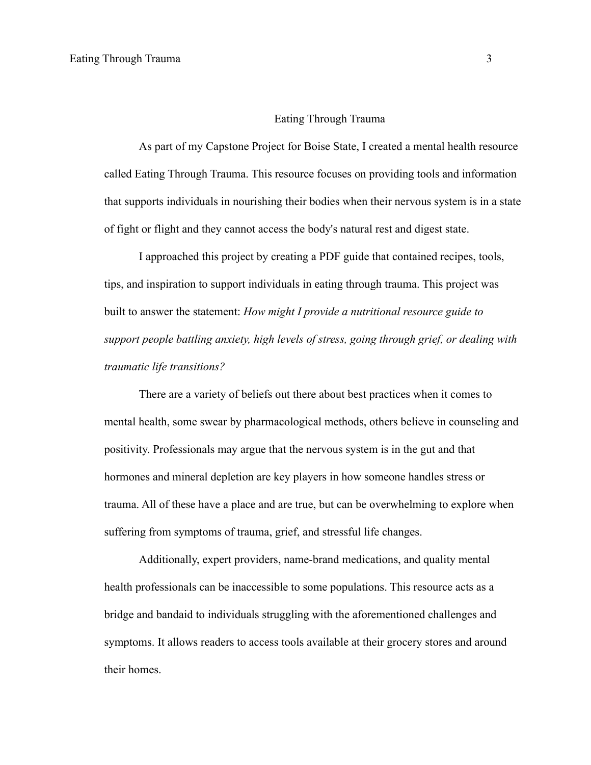# Eating Through Trauma

As part of my Capstone Project for Boise State, I created a mental health resource called Eating Through Trauma. This resource focuses on providing tools and information that supports individuals in nourishing their bodies when their nervous system is in a state of fight or flight and they cannot access the body's natural rest and digest state.

I approached this project by creating a PDF guide that contained recipes, tools, tips, and inspiration to support individuals in eating through trauma. This project was built to answer the statement: *How might I provide a nutritional resource guide to support people battling anxiety, high levels of stress, going through grief, or dealing with traumatic life transitions?*

There are a variety of beliefs out there about best practices when it comes to mental health, some swear by pharmacological methods, others believe in counseling and positivity. Professionals may argue that the nervous system is in the gut and that hormones and mineral depletion are key players in how someone handles stress or trauma. All of these have a place and are true, but can be overwhelming to explore when suffering from symptoms of trauma, grief, and stressful life changes.

Additionally, expert providers, name-brand medications, and quality mental health professionals can be inaccessible to some populations. This resource acts as a bridge and bandaid to individuals struggling with the aforementioned challenges and symptoms. It allows readers to access tools available at their grocery stores and around their homes.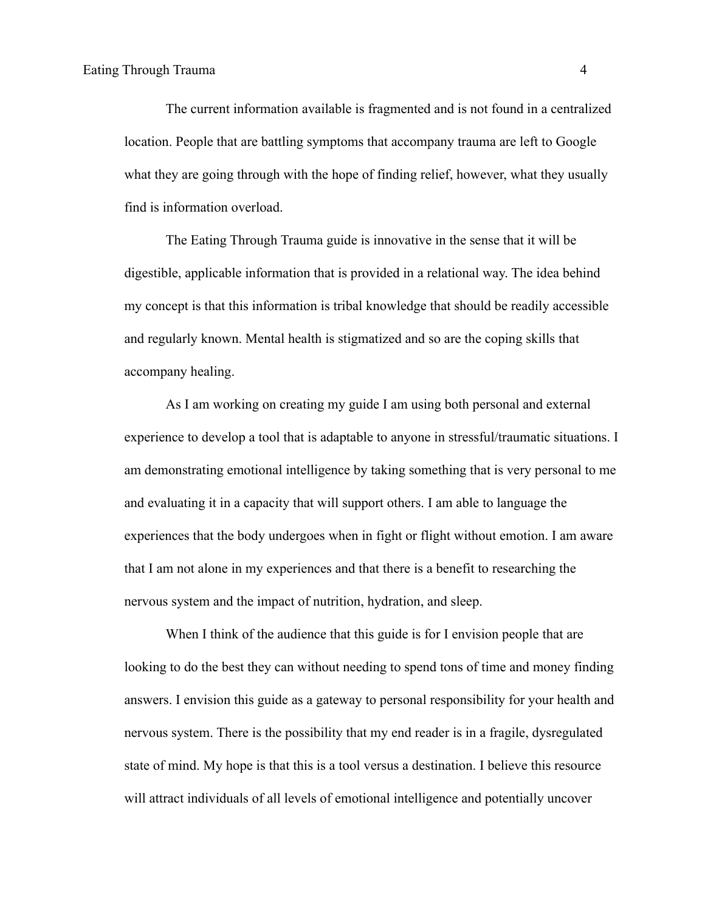The current information available is fragmented and is not found in a centralized location. People that are battling symptoms that accompany trauma are left to Google what they are going through with the hope of finding relief, however, what they usually find is information overload.

The Eating Through Trauma guide is innovative in the sense that it will be digestible, applicable information that is provided in a relational way. The idea behind my concept is that this information is tribal knowledge that should be readily accessible and regularly known. Mental health is stigmatized and so are the coping skills that accompany healing.

As I am working on creating my guide I am using both personal and external experience to develop a tool that is adaptable to anyone in stressful/traumatic situations. I am demonstrating emotional intelligence by taking something that is very personal to me and evaluating it in a capacity that will support others. I am able to language the experiences that the body undergoes when in fight or flight without emotion. I am aware that I am not alone in my experiences and that there is a benefit to researching the nervous system and the impact of nutrition, hydration, and sleep.

When I think of the audience that this guide is for I envision people that are looking to do the best they can without needing to spend tons of time and money finding answers. I envision this guide as a gateway to personal responsibility for your health and nervous system. There is the possibility that my end reader is in a fragile, dysregulated state of mind. My hope is that this is a tool versus a destination. I believe this resource will attract individuals of all levels of emotional intelligence and potentially uncover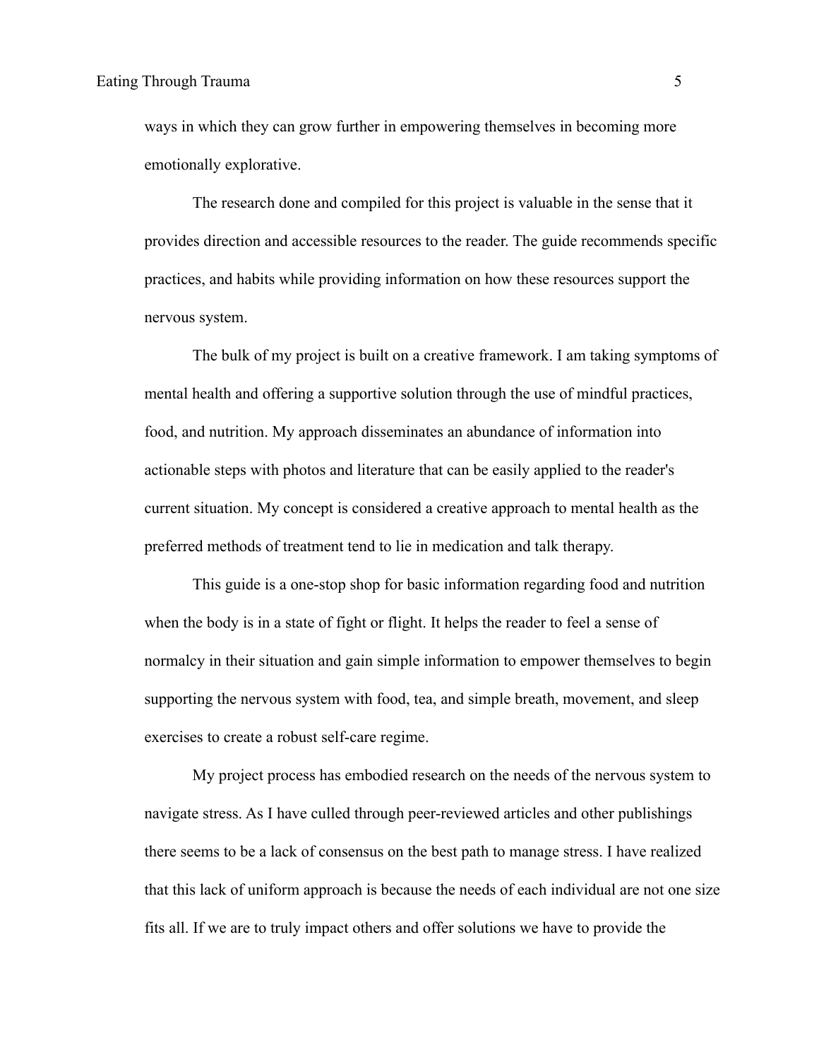ways in which they can grow further in empowering themselves in becoming more emotionally explorative.

The research done and compiled for this project is valuable in the sense that it provides direction and accessible resources to the reader. The guide recommends specific practices, and habits while providing information on how these resources support the nervous system.

The bulk of my project is built on a creative framework. I am taking symptoms of mental health and offering a supportive solution through the use of mindful practices, food, and nutrition. My approach disseminates an abundance of information into actionable steps with photos and literature that can be easily applied to the reader's current situation. My concept is considered a creative approach to mental health as the preferred methods of treatment tend to lie in medication and talk therapy.

This guide is a one-stop shop for basic information regarding food and nutrition when the body is in a state of fight or flight. It helps the reader to feel a sense of normalcy in their situation and gain simple information to empower themselves to begin supporting the nervous system with food, tea, and simple breath, movement, and sleep exercises to create a robust self-care regime.

My project process has embodied research on the needs of the nervous system to navigate stress. As I have culled through peer-reviewed articles and other publishings there seems to be a lack of consensus on the best path to manage stress. I have realized that this lack of uniform approach is because the needs of each individual are not one size fits all. If we are to truly impact others and offer solutions we have to provide the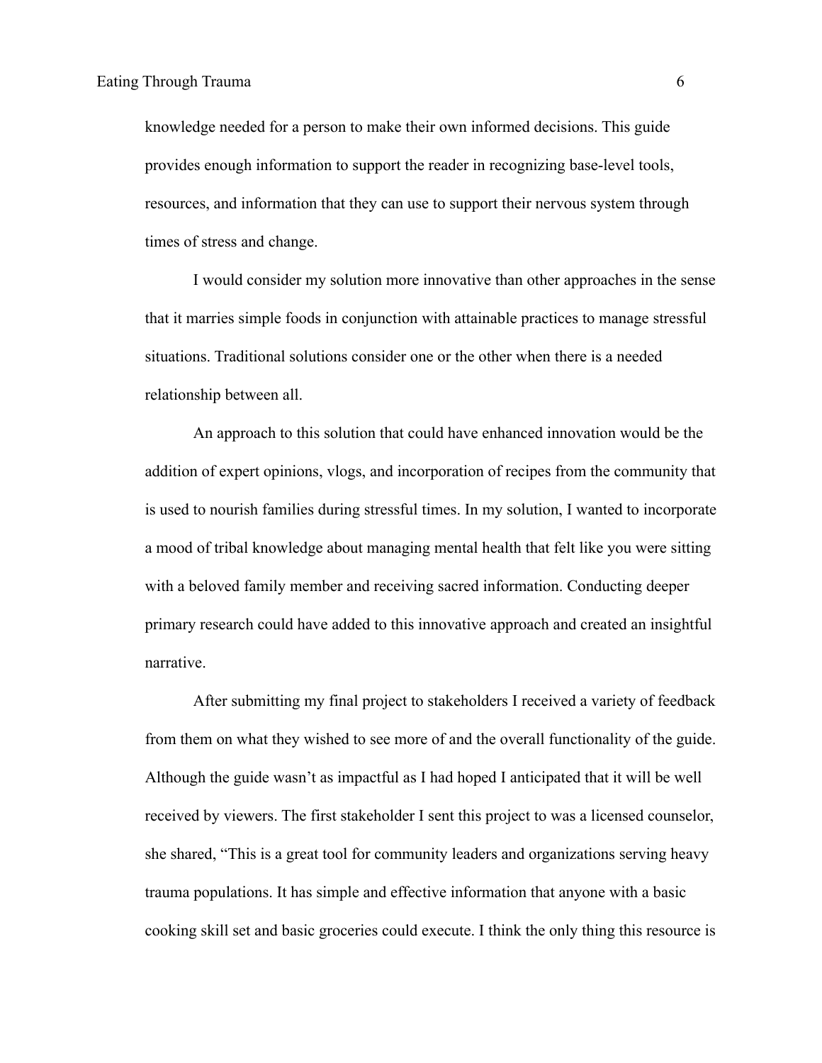knowledge needed for a person to make their own informed decisions. This guide provides enough information to support the reader in recognizing base-level tools, resources, and information that they can use to support their nervous system through times of stress and change.

I would consider my solution more innovative than other approaches in the sense that it marries simple foods in conjunction with attainable practices to manage stressful situations. Traditional solutions consider one or the other when there is a needed relationship between all.

An approach to this solution that could have enhanced innovation would be the addition of expert opinions, vlogs, and incorporation of recipes from the community that is used to nourish families during stressful times. In my solution, I wanted to incorporate a mood of tribal knowledge about managing mental health that felt like you were sitting with a beloved family member and receiving sacred information. Conducting deeper primary research could have added to this innovative approach and created an insightful narrative.

After submitting my final project to stakeholders I received a variety of feedback from them on what they wished to see more of and the overall functionality of the guide. Although the guide wasn't as impactful as I had hoped I anticipated that it will be well received by viewers. The first stakeholder I sent this project to was a licensed counselor, she shared, "This is a great tool for community leaders and organizations serving heavy trauma populations. It has simple and effective information that anyone with a basic cooking skill set and basic groceries could execute. I think the only thing this resource is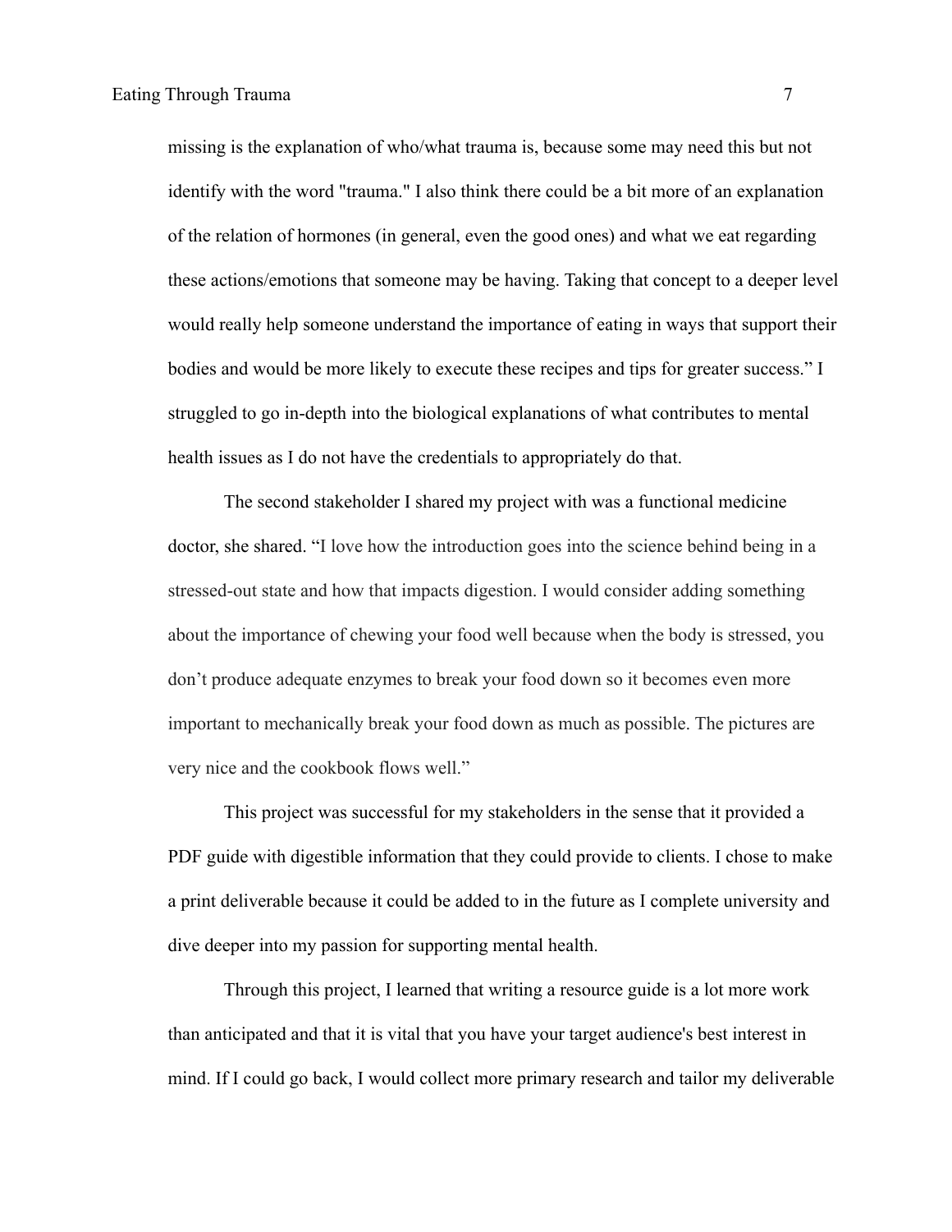missing is the explanation of who/what trauma is, because some may need this but not identify with the word "trauma." I also think there could be a bit more of an explanation of the relation of hormones (in general, even the good ones) and what we eat regarding these actions/emotions that someone may be having. Taking that concept to a deeper level would really help someone understand the importance of eating in ways that support their bodies and would be more likely to execute these recipes and tips for greater success." I struggled to go in-depth into the biological explanations of what contributes to mental health issues as I do not have the credentials to appropriately do that.

The second stakeholder I shared my project with was a functional medicine doctor, she shared. "I love how the introduction goes into the science behind being in a stressed-out state and how that impacts digestion. I would consider adding something about the importance of chewing your food well because when the body is stressed, you don't produce adequate enzymes to break your food down so it becomes even more important to mechanically break your food down as much as possible. The pictures are very nice and the cookbook flows well."

This project was successful for my stakeholders in the sense that it provided a PDF guide with digestible information that they could provide to clients. I chose to make a print deliverable because it could be added to in the future as I complete university and dive deeper into my passion for supporting mental health.

Through this project, I learned that writing a resource guide is a lot more work than anticipated and that it is vital that you have your target audience's best interest in mind. If I could go back, I would collect more primary research and tailor my deliverable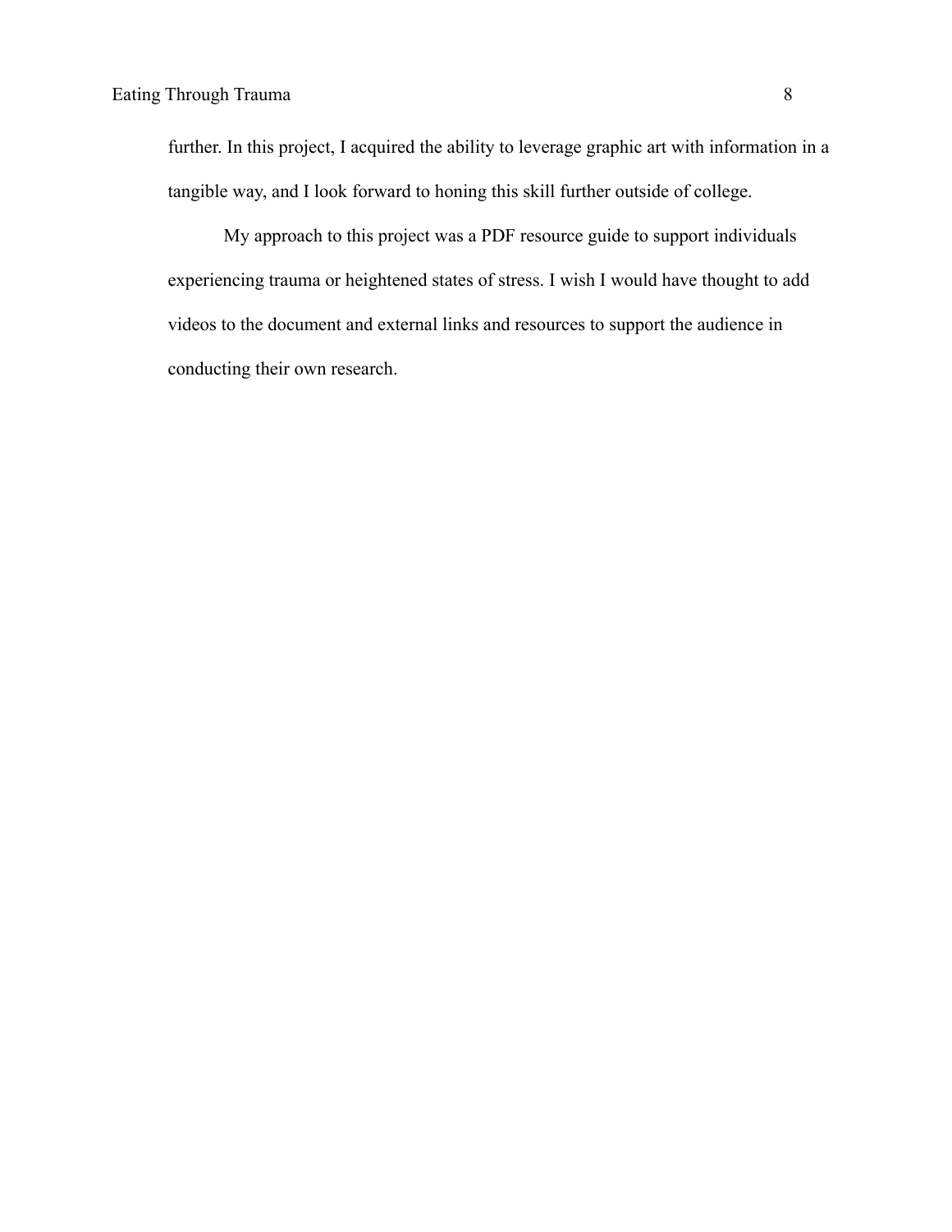further. In this project, I acquired the ability to leverage graphic art with information in a tangible way, and I look forward to honing this skill further outside of college.

My approach to this project was a PDF resource guide to support individuals experiencing trauma or heightened states of stress. I wish I would have thought to add videos to the document and external links and resources to support the audience in conducting their own research.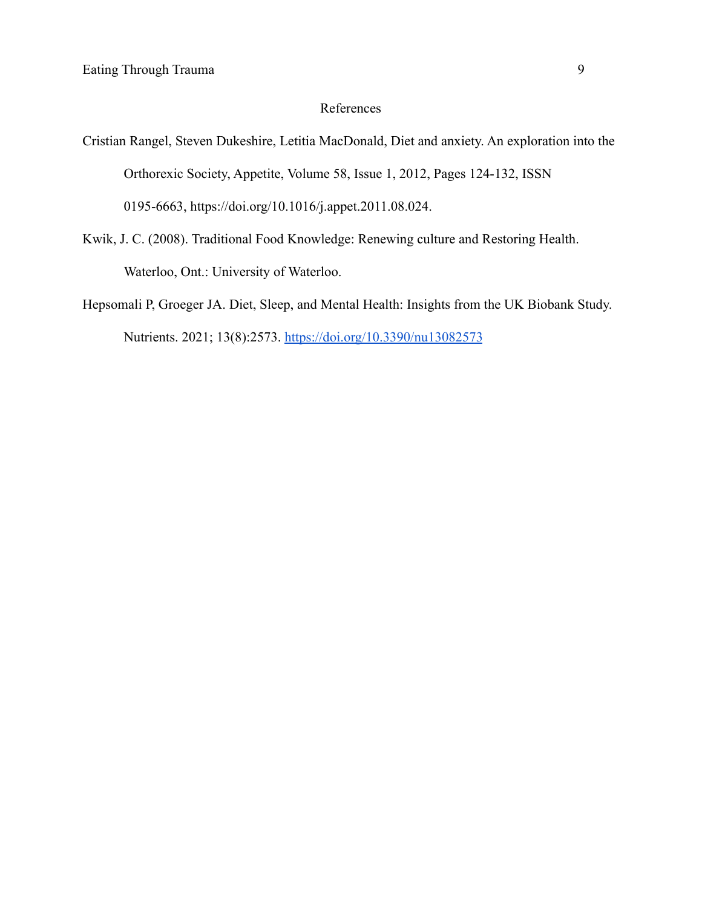# References

Cristian Rangel, Steven Dukeshire, Letitia MacDonald, Diet and anxiety. An exploration into the Orthorexic Society, Appetite, Volume 58, Issue 1, 2012, Pages 124-132, ISSN 0195-6663, https://doi.org/10.1016/j.appet.2011.08.024.

Kwik, J. C. (2008). Traditional Food Knowledge: Renewing culture and Restoring Health. Waterloo, Ont.: University of Waterloo.

Hepsomali P, Groeger JA. Diet, Sleep, and Mental Health: Insights from the UK Biobank Study. Nutrients. 2021; 13(8):2573. https://doi.org/10.3390/nu13082573